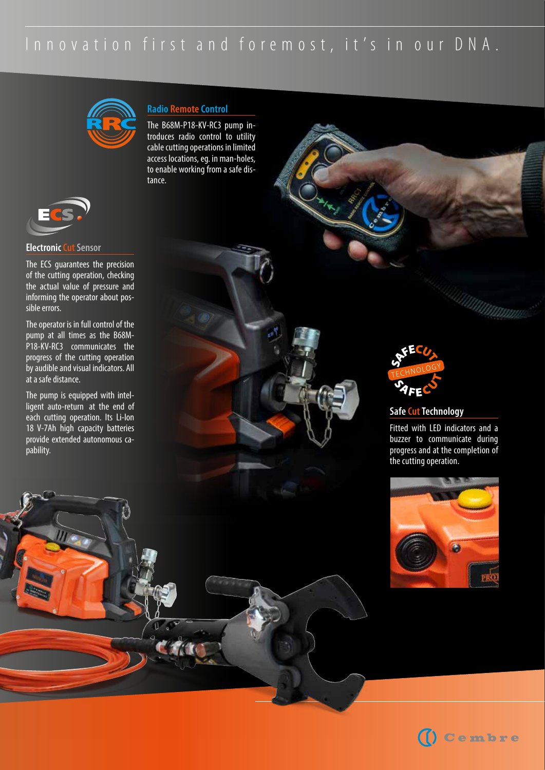# Innovation first and foremost, it's in our DNA.

## Radio Remote Control

The B68M-P18-KV-RC3 pump introduces radio control to utility cable cutting operations in limited access locations, eg. in man-holes, to enable working from a safe distance.

## Electronic Cut Sensor

The ECS guarantees the precision of the cutting operation, checking the actual value of pressure and informing the operator about possible errors.

The operator is in full control of the pump at all times as the B68M-P18-KV-RC3 communicates the progress of the cutting operation by audible and visual indicators. All at a safe distance.

The pump is equipped with intelligent auto-return at the end of each cutting operation. Its Li-Ion 18 V-7Ah high capacity batteries provide extended autonomous capability.

## Safe Cut Technology

Fitted with LED indicators and a buzzer to communicate during progress and at the completion of the cutting operation.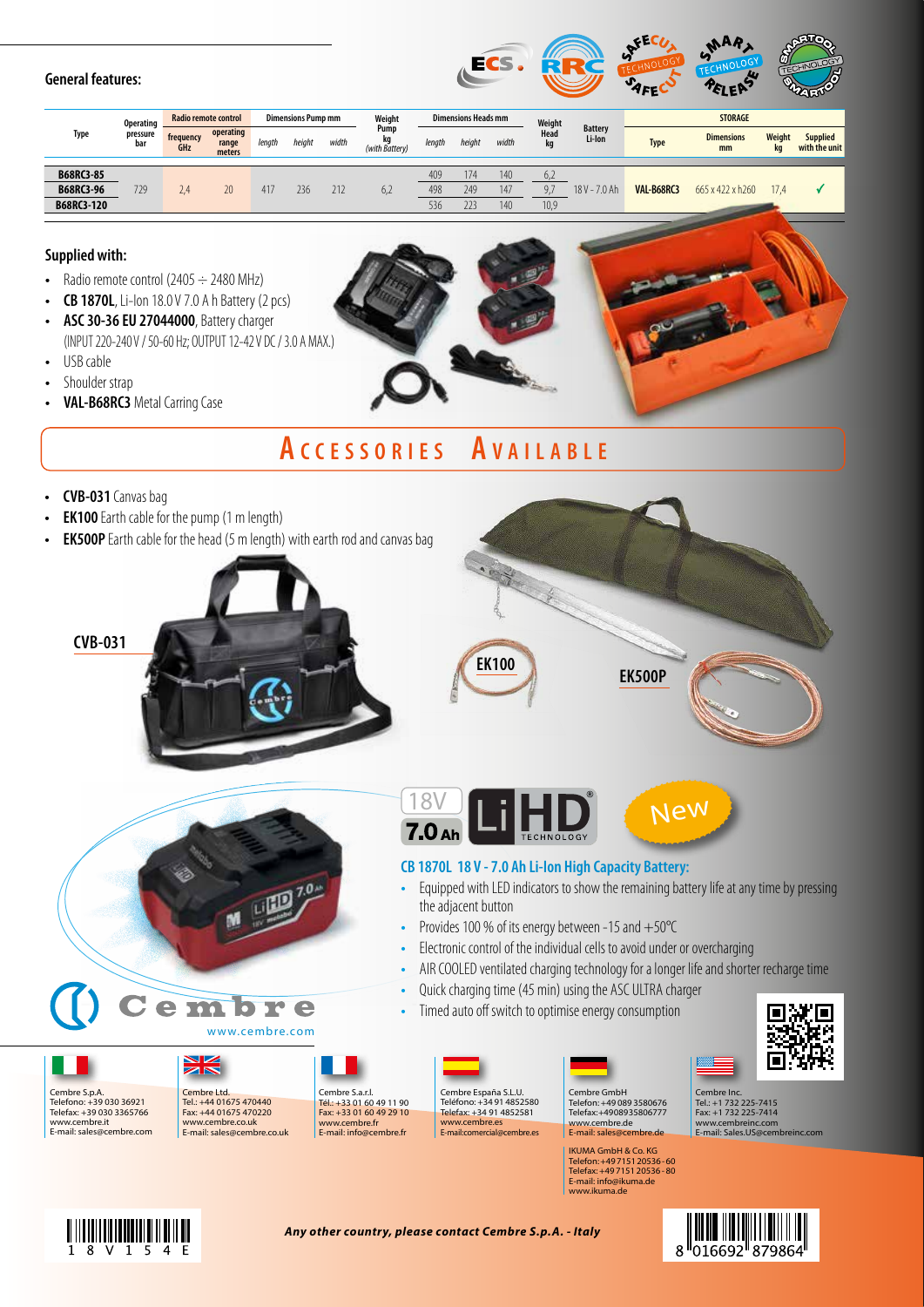## General features:

| Type | Operating pressure bar | Radio remote control | | Dimensions Pump mm | | | Weight Pump kg (with Battery) | Dimensions Heads mm | | | Weight Head kg | Battery Li-Ion | STORAGE | | | |
|---|---|---|---|---|---|---|---|---|---|---|---|---|---|---|---|---|
| | | frequency GHz | operating range meters | length | height | width | | length | height | width | | | Type | Dimensions mm | Weight kg | Supplied with the unit |
| B68RC3-85 | 729 | 2,4 | 20 | 417 | 236 | 212 | 6,2 | 409 | 174 | 140 | 6,2 | 18 V - 7.0 Ah | VAL-B68RC3 | 665 x 422 x h260 | 17,4 | ✓ |
| B68RC3-96 | | | | | | | | 498 | 249 | 147 | 9,7 | | | | | |
| B68RC3-120 | | | | | | | | 536 | 223 | 140 | 10,9 | | | | | |

## Supplied with:

- Radio remote control (2405 ÷ 2480 MHz)
- **CB 1870L**, Li-Ion 18.0 V 7.0 A h Battery (2 pcs)
- **ASC 30-36 EU 27044000**, Battery charger (INPUT 220-240 V / 50-60 Hz; OUTPUT 12-42 V DC / 3.0 A MAX.)
- USB cable
- Shoulder strap
- **VAL-B68RC3** Metal Carring Case

## Accessories Available

- **CVB-031** Canvas bag
- **EK100** Earth cable for the pump (1 m length)
- **EK500P** Earth cable for the head (5 m length) with earth rod and canvas bag

CVB-031

EK100

EK500P

18V 7.0 Ah LiHD® TECHNOLOGY

New

### CB 1870L 18 V - 7.0 Ah Li-Ion High Capacity Battery:

- Equipped with LED indicators to show the remaining battery life at any time by pressing the adjacent button
- Provides 100 % of its energy between -15 and +50°C
- Electronic control of the individual cells to avoid under or overcharging
- AIR COOLED ventilated charging technology for a longer life and shorter recharge time
- Quick charging time (45 min) using the ASC ULTRA charger
- Timed auto off switch to optimise energy consumption

Cembre
www.cembre.com

Cembre S.p.A.
Telefono: +39 030 36921
Telefax: +39 030 3365766
www.cembre.it
E-mail: sales@cembre.com

Cembre Ltd.
Tel.: +44 01675 470440
Fax: +44 01675 470220
www.cembre.co.uk
E-mail: sales@cembre.co.uk

Cembre S.a.r.l.
Tél.: +33 01 60 49 11 90
Fax: +33 01 60 49 29 10
www.cembre.fr
E-mail: info@cembre.fr

Cembre España S.L.U.
Teléfono: +34 91 4852580
Telefax: +34 91 4852581
www.cembre.es
E-mail:comercial@cembre.es

Cembre GmbH
Telefon: +49 089 3580676
Telefax:+4908935806777
www.cembre.de
E-mail: sales@cembre.de

IKUMA GmbH & Co. KG
Telefon: +49 7151 20536 - 60
Telefax: +49 7151 20536 - 80
E-mail: info@ikuma.de
www.ikuma.de

Cembre Inc.
Tel.: +1 732 225-7415
Fax: +1 732 225-7414
www.cembreinc.com
E-mail: Sales.US@cembreinc.com

*Any other country, please contact Cembre S.p.A. - Italy*

1 8 V 1 5 4 E

8 016692 879864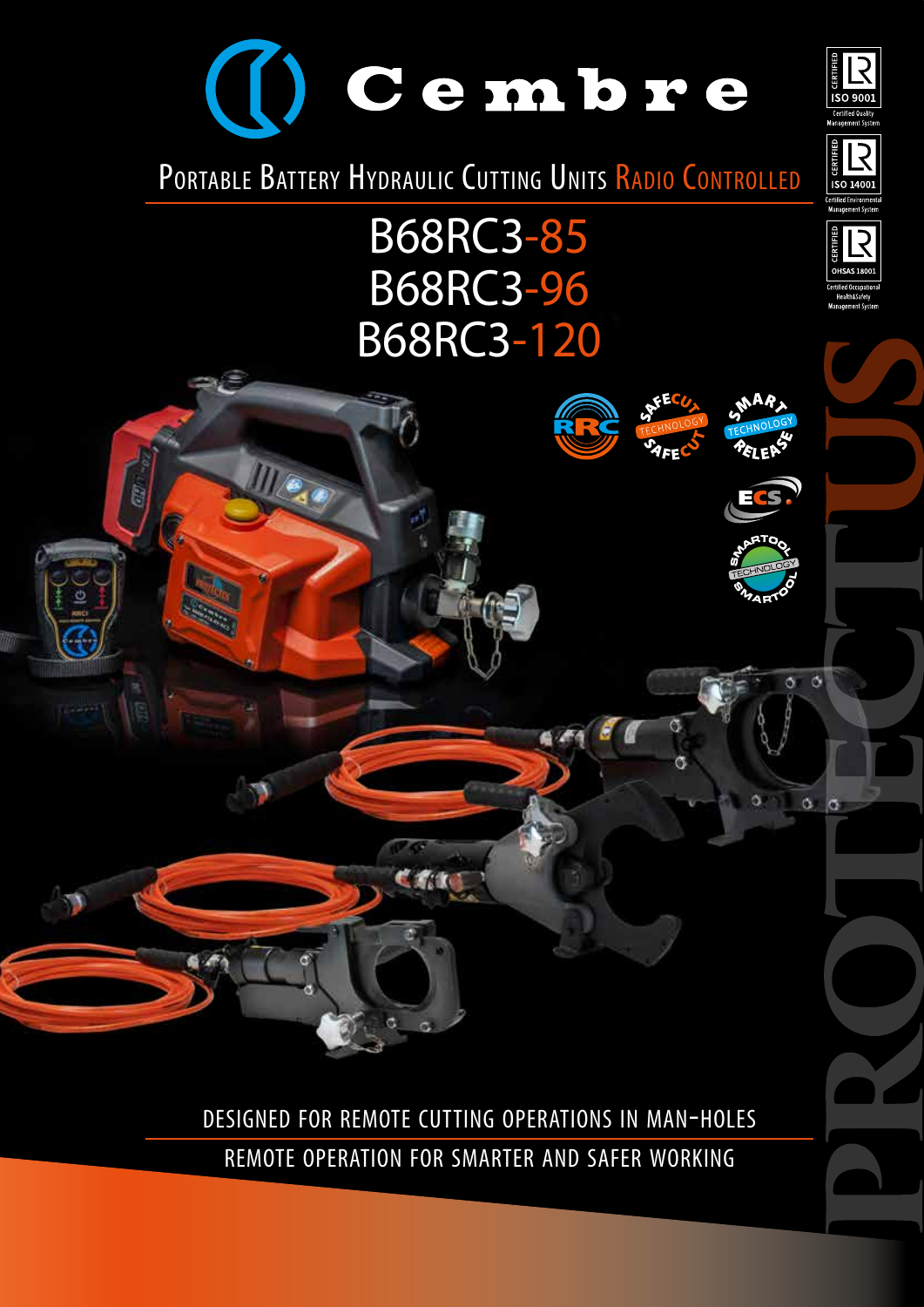# Cembre

## Portable Battery Hydraulic Cutting Units Radio Controlled

# B68RC3-85
# B68RC3-96
# B68RC3-120

CERTIFIED ISO 9001 Certified Quality Management System

CERTIFIED ISO 14001 Certified Environmental Management System

CERTIFIED OHSAS 18001 Certified Occupational Health&Safety Management System

RRC

SAFECUT TECHNOLOGY SAFECUT

SMART TECHNOLOGY RELEASE

ECS.

SMARTOOL TECHNOLOGY SMARTOOL

PROTECTUS

DESIGNED FOR REMOTE CUTTING OPERATIONS IN MAN-HOLES

REMOTE OPERATION FOR SMARTER AND SAFER WORKING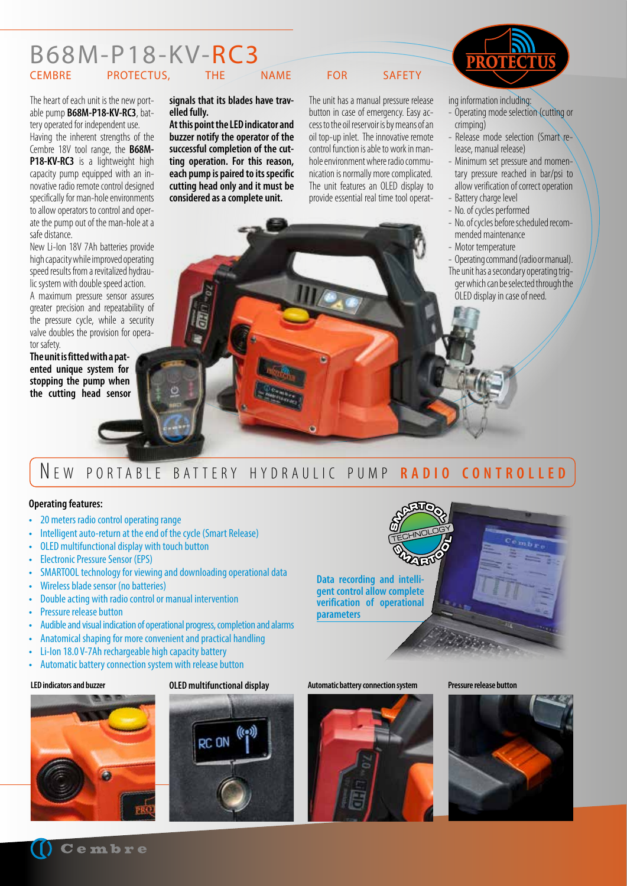# B68M-P18-KV-RC3

CEMBRE PROTECTUS, THE NAME FOR SAFETY

The heart of each unit is the new portable pump **B68M-P18-KV-RC3**, battery operated for independent use.
Having the inherent strengths of the Cembre 18V tool range, the **B68M-P18-KV-RC3** is a lightweight high capacity pump equipped with an innovative radio remote control designed specifically for man-hole environments to allow operators to control and operate the pump out of the man-hole at a safe distance.
New Li-Ion 18V 7Ah batteries provide high capacity while improved operating speed results from a revitalized hydraulic system with double speed action.
A maximum pressure sensor assures greater precision and repeatability of the pressure cycle, while a security valve doubles the provision for operator safety.
**The unit is fitted with a patented unique system for stopping the pump when the cutting head sensor signals that its blades have travelled fully.**
**At this point the LED indicator and buzzer notify the operator of the successful completion of the cutting operation. For this reason, each pump is paired to its specific cutting head only and it must be considered as a complete unit.**

The unit has a manual pressure release button in case of emergency. Easy access to the oil reservoir is by means of an oil top-up inlet. The innovative remote control function is able to work in manhole environment where radio communication is normally more complicated.
The unit features an OLED display to provide essential real time tool operating information including:

- Operating mode selection (cutting or crimping)
- Release mode selection (Smart release, manual release)
- Minimum set pressure and momentary pressure reached in bar/psi to allow verification of correct operation
- Battery charge level
- No. of cycles performed
- No. of cycles before scheduled recommended maintenance
- Motor temperature
- Operating command (radio or manual).

The unit has a secondary operating trigger which can be selected through the OLED display in case of need.

## NEW PORTABLE BATTERY HYDRAULIC PUMP RADIO CONTROLLED

**Operating features:**

- 20 meters radio control operating range
- Intelligent auto-return at the end of the cycle (Smart Release)
- OLED multifunctional display with touch button
- Electronic Pressure Sensor (EPS)
- SMARTOOL technology for viewing and downloading operational data
- Wireless blade sensor (no batteries)
- Double acting with radio control or manual intervention
- Pressure release button
- Audible and visual indication of operational progress, completion and alarms
- Anatomical shaping for more convenient and practical handling
- Li-Ion 18.0 V-7Ah rechargeable high capacity battery
- Automatic battery connection system with release button

**Data recording and intelligent control allow complete verification of operational parameters**

LED indicators and buzzer

OLED multifunctional display

Automatic battery connection system

Pressure release button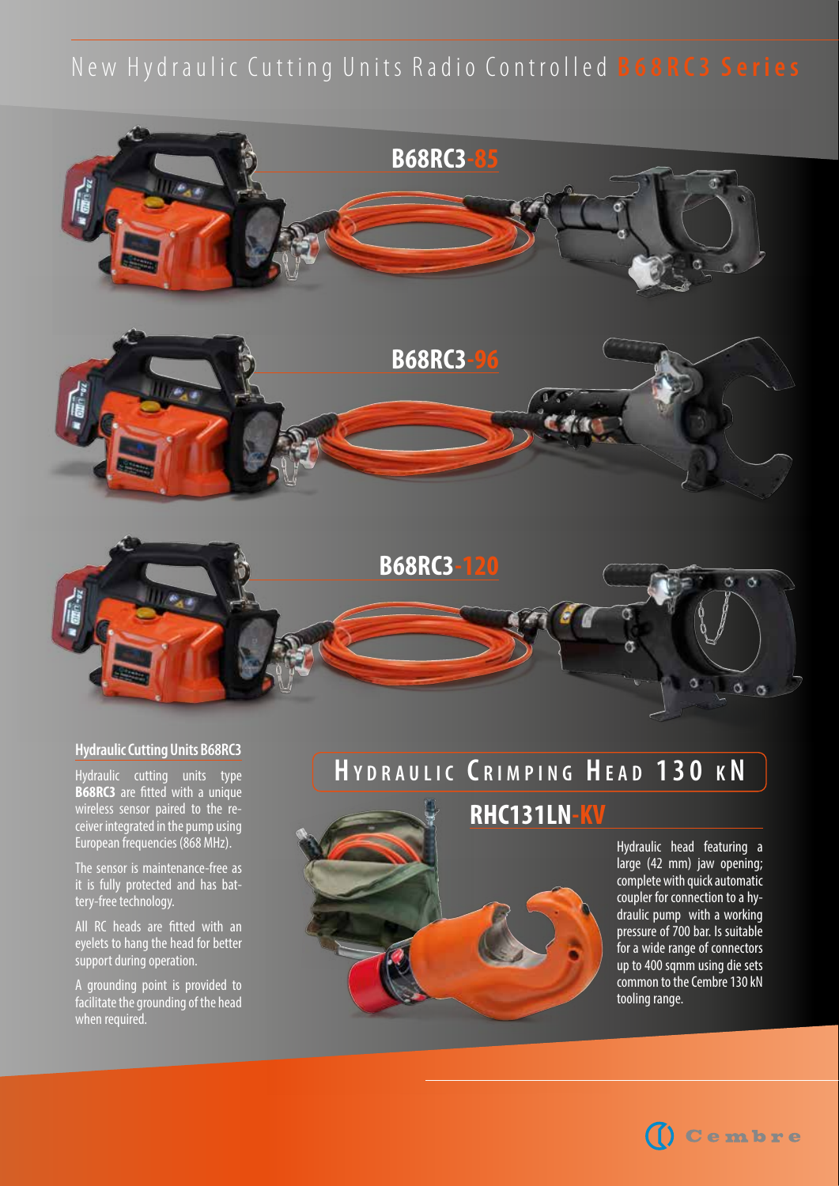# New Hydraulic Cutting Units Radio Controlled B68RC3 Series

**B68RC3-85**

**B68RC3-96**

**B68RC3-120**

### Hydraulic Cutting Units B68RC3

Hydraulic cutting units type **B68RC3** are fitted with a unique wireless sensor paired to the receiver integrated in the pump using European frequencies (868 MHz).

The sensor is maintenance-free as it is fully protected and has battery-free technology.

All RC heads are fitted with an eyelets to hang the head for better support during operation.

A grounding point is provided to facilitate the grounding of the head when required.

## Hydraulic Crimping Head 130 kN

**RHC131LN-KV**

Hydraulic head featuring a large (42 mm) jaw opening; complete with quick automatic coupler for connection to a hydraulic pump with a working pressure of 700 bar. Is suitable for a wide range of connectors up to 400 sqmm using die sets common to the Cembre 130 kN tooling range.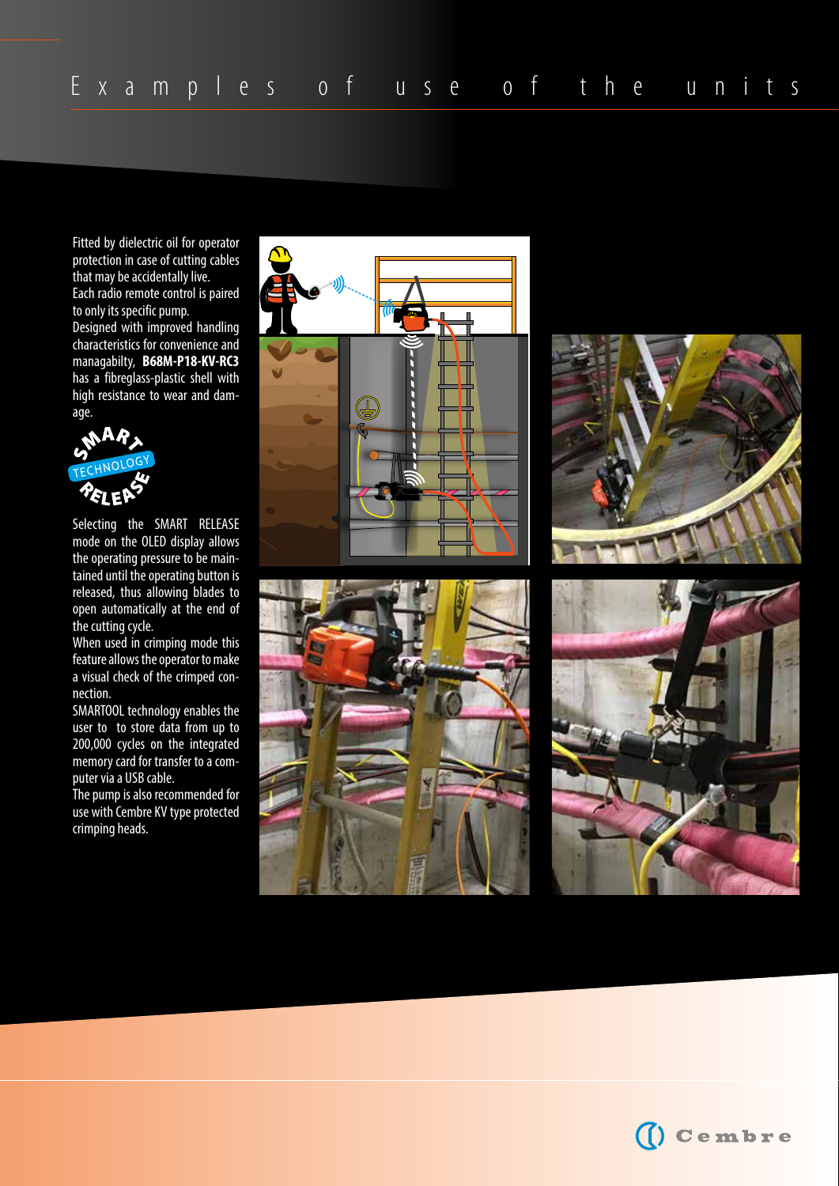# Examples of use of the units

Fitted by dielectric oil for operator protection in case of cutting cables that may be accidentally live.

Each radio remote control is paired to only its specific pump.

Designed with improved handling characteristics for convenience and managabilty, **B68M-P18-KV-RC3** has a fibreglass-plastic shell with high resistance to wear and damage.

SMART TECHNOLOGY RELEASE

Selecting the SMART RELEASE mode on the OLED display allows the operating pressure to be maintained until the operating button is released, thus allowing blades to open automatically at the end of the cutting cycle.

When used in crimping mode this feature allows the operator to make a visual check of the crimped connection.

SMARTOOL technology enables the user to to store data from up to 200,000 cycles on the integrated memory card for transfer to a computer via a USB cable.

The pump is also recommended for use with Cembre KV type protected crimping heads.